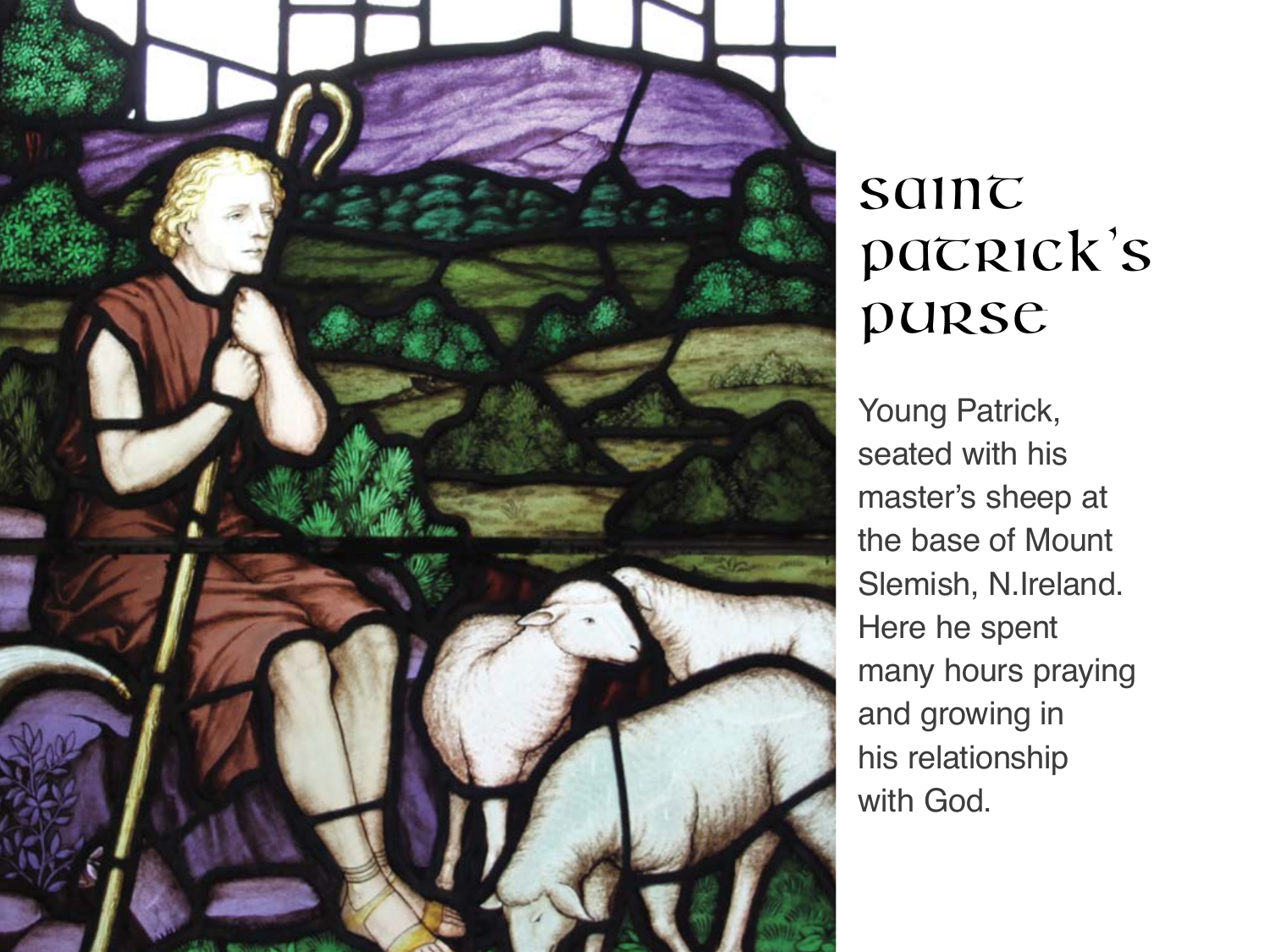# Saint Patrick's Purse

Young Patrick, seated with his master's sheep at the base of Mount Slemish, N.Ireland. Here he spent many hours praying and growing in his relationship with God.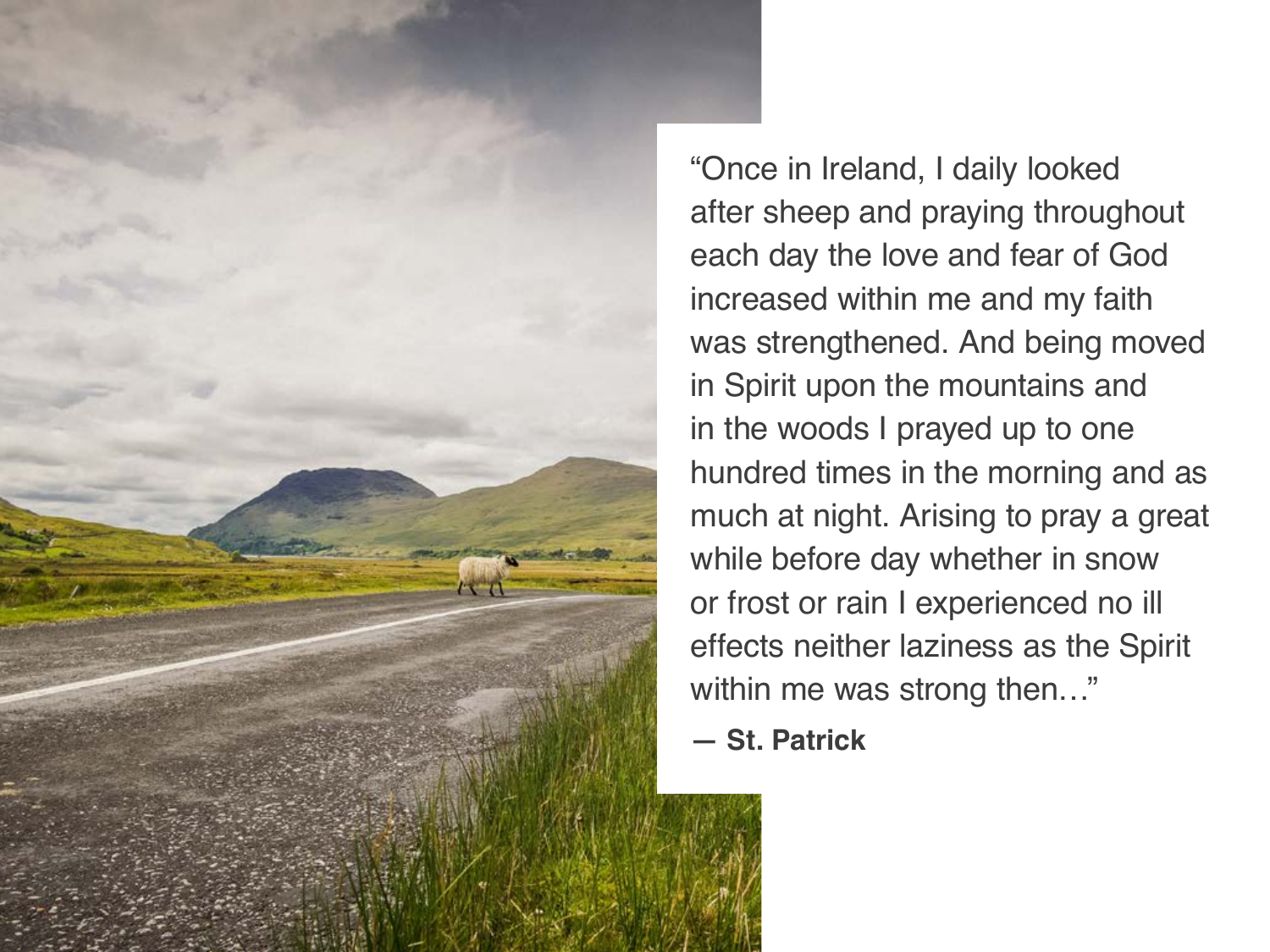"Once in Ireland, I daily looked after sheep and praying throughout each day the love and fear of God increased within me and my faith was strengthened. And being moved in Spirit upon the mountains and in the woods I prayed up to one hundred times in the morning and as much at night. Arising to pray a great while before day whether in snow or frost or rain I experienced no ill effects neither laziness as the Spirit within me was strong then…"

**— St. Patrick**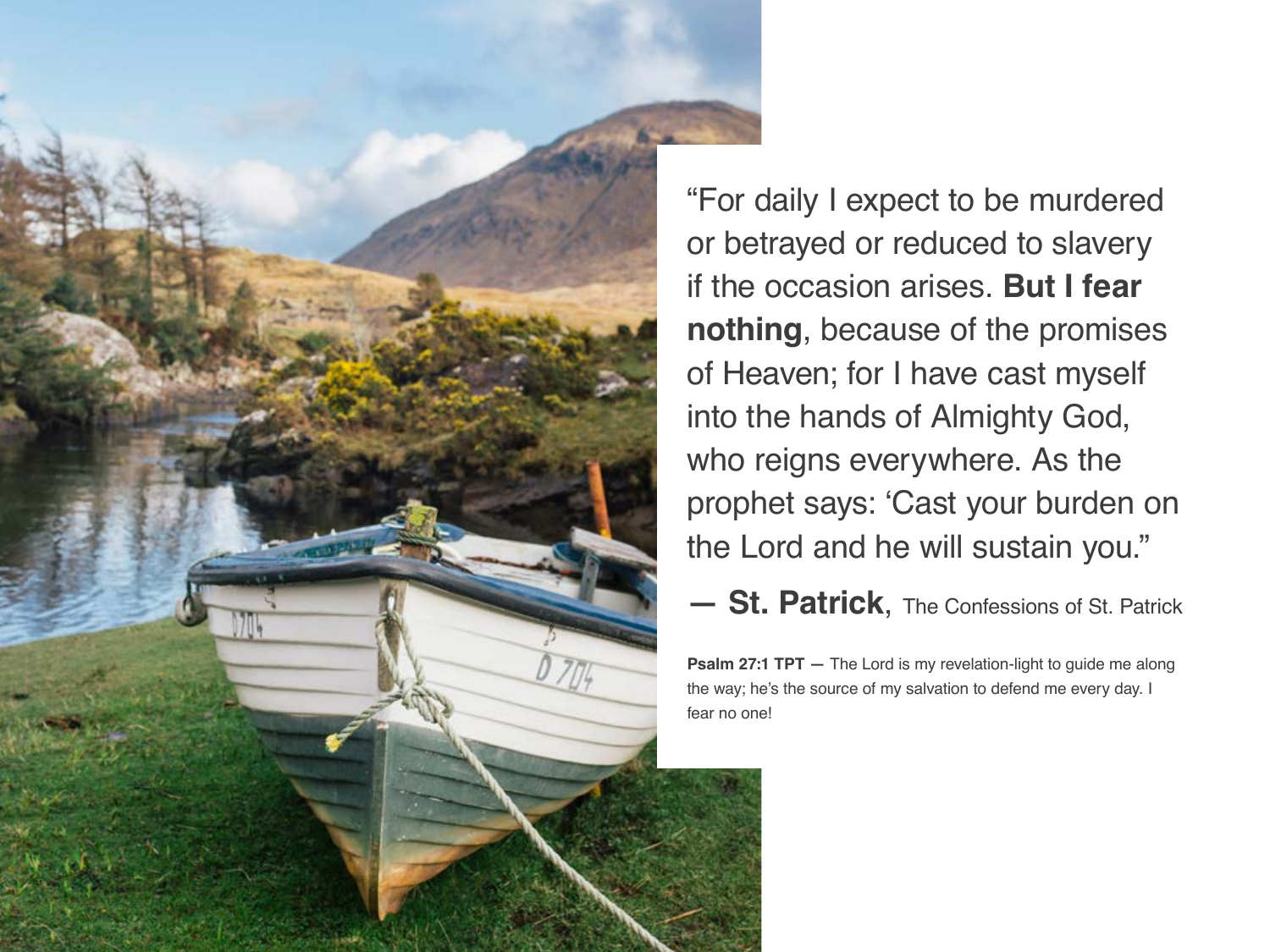"For daily I expect to be murdered or betrayed or reduced to slavery if the occasion arises. **But I fear nothing**, because of the promises of Heaven; for I have cast myself into the hands of Almighty God, who reigns everywhere. As the prophet says: 'Cast your burden on the Lord and he will sustain you."

**— St. Patrick**, The Confessions of St. Patrick

**Psalm 27:1 TPT —** The Lord is my revelation-light to guide me along the way; he's the source of my salvation to defend me every day. I fear no one!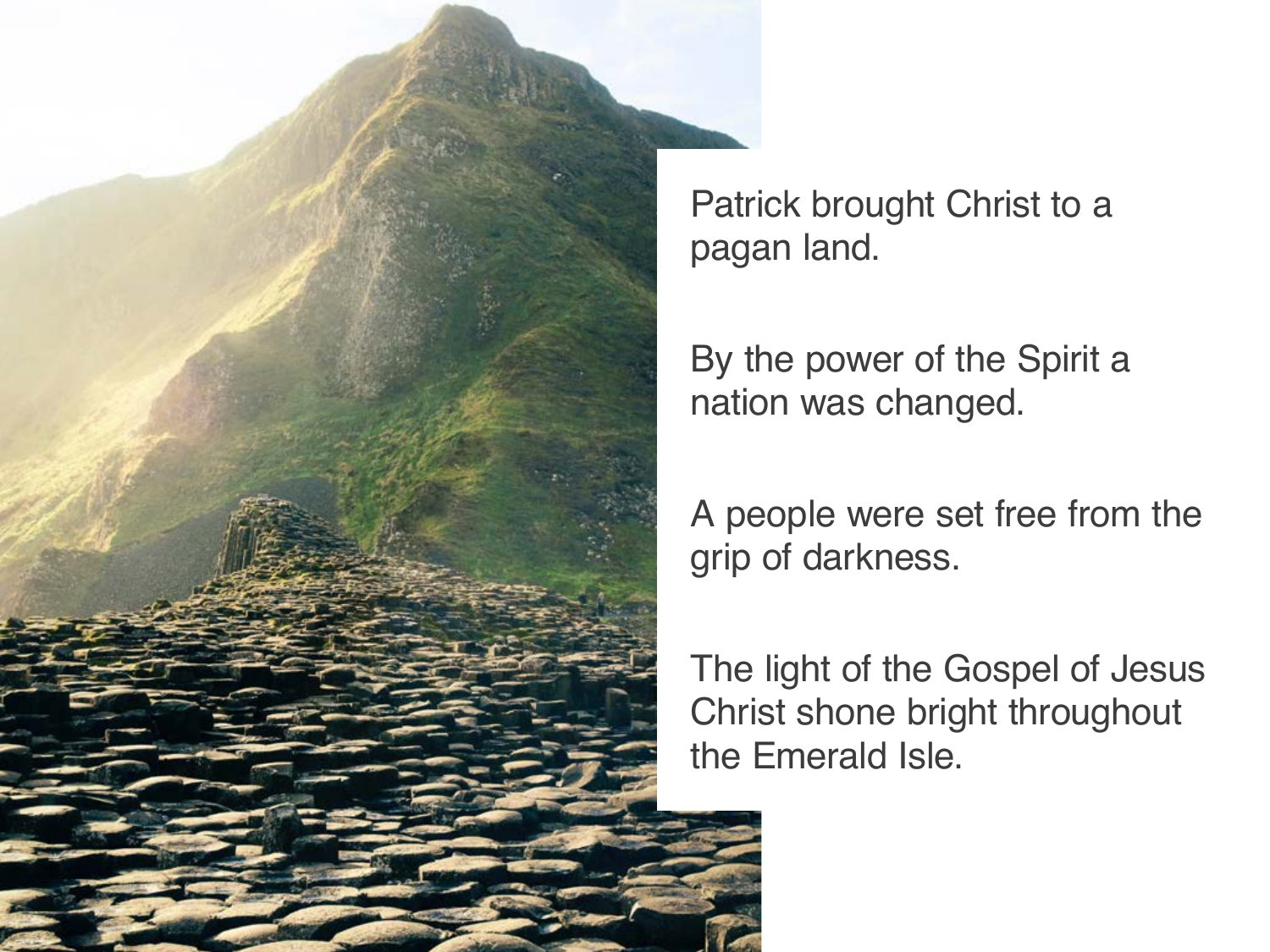Patrick brought Christ to a pagan land.

By the power of the Spirit a nation was changed.

A people were set free from the grip of darkness.

The light of the Gospel of Jesus Christ shone bright throughout the Emerald Isle.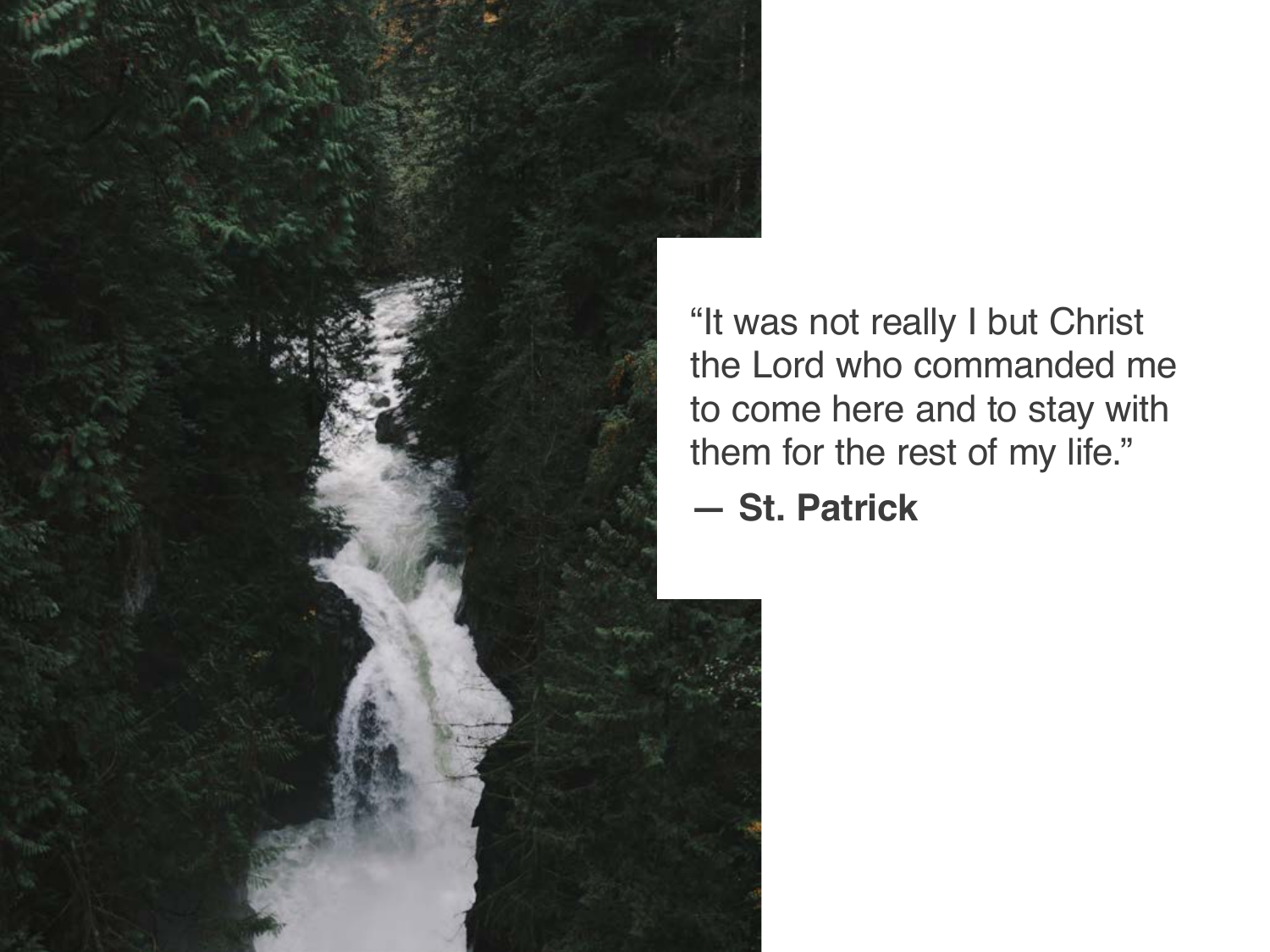"It was not really I but Christ the Lord who commanded me to come here and to stay with them for the rest of my life."

**— St. Patrick**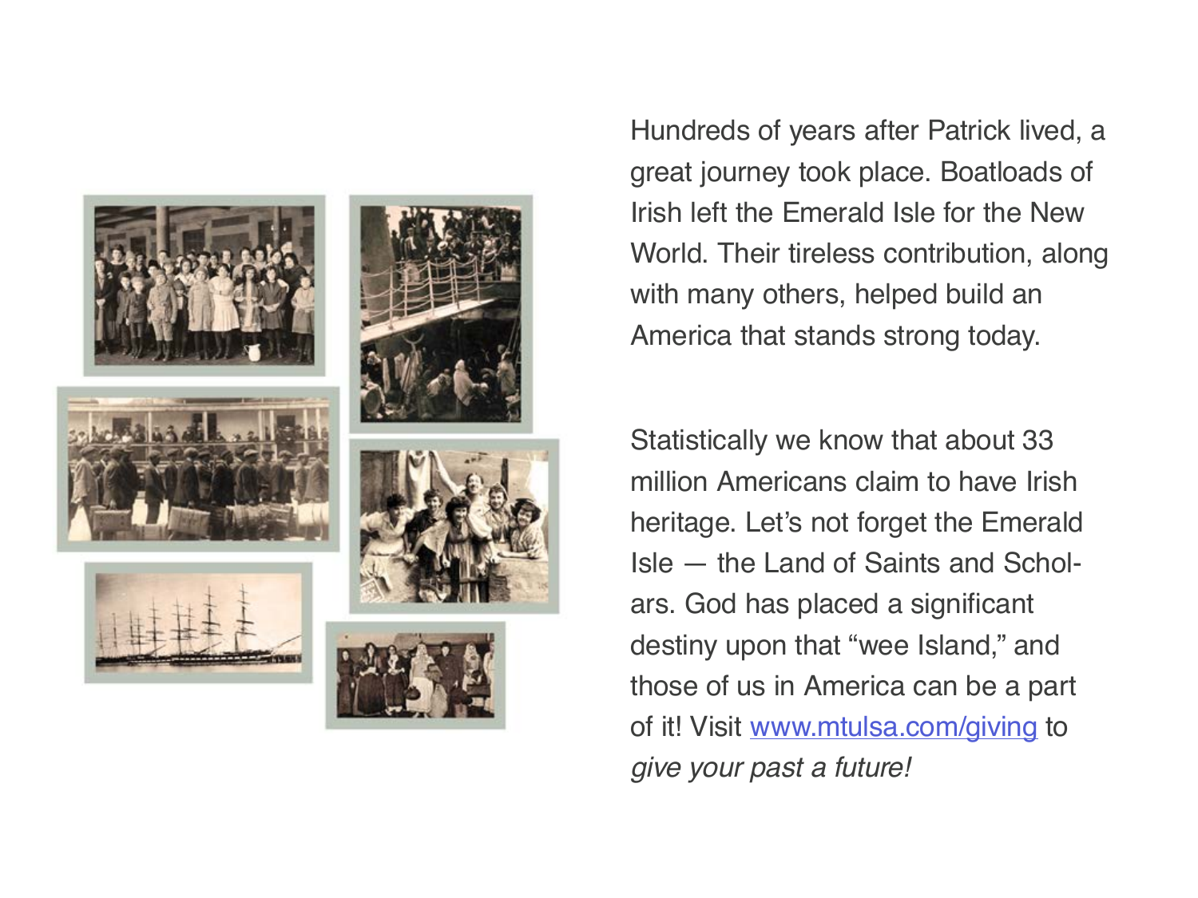Hundreds of years after Patrick lived, a great journey took place. Boatloads of Irish left the Emerald Isle for the New World. Their tireless contribution, along with many others, helped build an America that stands strong today.

Statistically we know that about 33 million Americans claim to have Irish heritage. Let's not forget the Emerald Isle — the Land of Saints and Scholars. God has placed a significant destiny upon that "wee Island," and those of us in America can be a part of it! Visit [www.mtulsa.com/giving](http://www.mtulsa.com/giving) to *give your past a future!*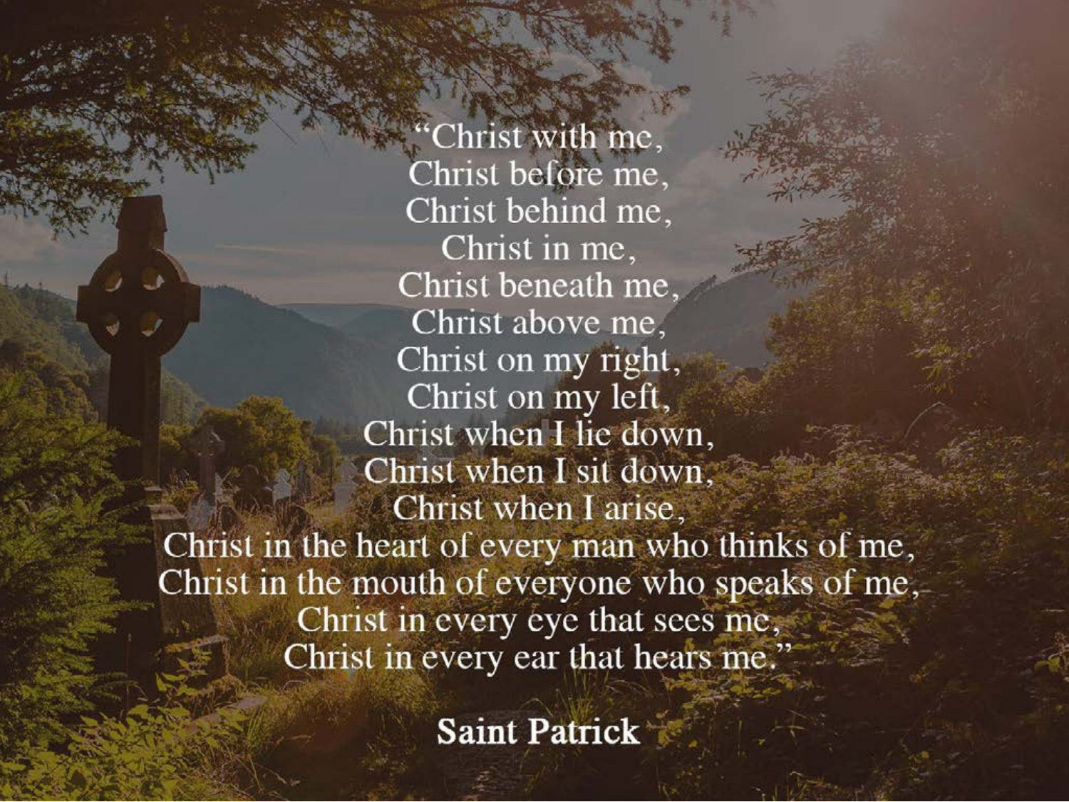"Christ with me,
Christ before me,
Christ behind me,
Christ in me,
Christ beneath me,
Christ above me,
Christ on my right,
Christ on my left,
Christ when I lie down,
Christ when I sit down,
Christ when I arise,
Christ in the heart of every man who thinks of me,
Christ in the mouth of everyone who speaks of me,
Christ in every eye that sees me,
Christ in every ear that hears me."

**Saint Patrick**